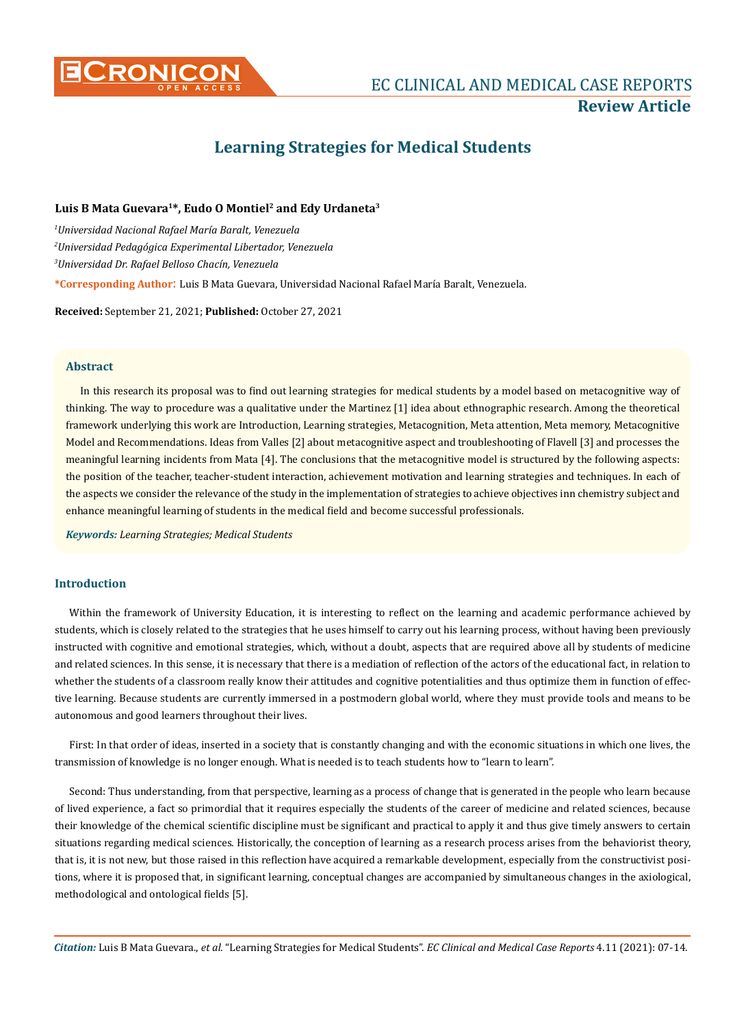# Learning Strategies for Medical Students

**Luis B Mata Guevara[1]*, Eudo O Montiel[2] and Edy Urdaneta[3]**

[1]*Universidad Nacional Rafael María Baralt, Venezuela*

[2]*Universidad Pedagógica Experimental Libertador, Venezuela*

[3]*Universidad Dr. Rafael Belloso Chacín, Venezuela*

**\*Corresponding Author:** Luis B Mata Guevara, Universidad Nacional Rafael María Baralt, Venezuela.

**Received:** September 21, 2021; **Published:** October 27, 2021

## Abstract

In this research its proposal was to find out learning strategies for medical students by a model based on metacognitive way of thinking. The way to procedure was a qualitative under the Martinez [1] idea about ethnographic research. Among the theoretical framework underlying this work are Introduction, Learning strategies, Metacognition, Meta attention, Meta memory, Metacognitive Model and Recommendations. Ideas from Valles [2] about metacognitive aspect and troubleshooting of Flavell [3] and processes the meaningful learning incidents from Mata [4]. The conclusions that the metacognitive model is structured by the following aspects: the position of the teacher, teacher-student interaction, achievement motivation and learning strategies and techniques. In each of the aspects we consider the relevance of the study in the implementation of strategies to achieve objectives inn chemistry subject and enhance meaningful learning of students in the medical field and become successful professionals.

***Keywords:*** *Learning Strategies; Medical Students*

## Introduction

Within the framework of University Education, it is interesting to reflect on the learning and academic performance achieved by students, which is closely related to the strategies that he uses himself to carry out his learning process, without having been previously instructed with cognitive and emotional strategies, which, without a doubt, aspects that are required above all by students of medicine and related sciences. In this sense, it is necessary that there is a mediation of reflection of the actors of the educational fact, in relation to whether the students of a classroom really know their attitudes and cognitive potentialities and thus optimize them in function of effective learning. Because students are currently immersed in a postmodern global world, where they must provide tools and means to be autonomous and good learners throughout their lives.

First: In that order of ideas, inserted in a society that is constantly changing and with the economic situations in which one lives, the transmission of knowledge is no longer enough. What is needed is to teach students how to "learn to learn".

Second: Thus understanding, from that perspective, learning as a process of change that is generated in the people who learn because of lived experience, a fact so primordial that it requires especially the students of the career of medicine and related sciences, because their knowledge of the chemical scientific discipline must be significant and practical to apply it and thus give timely answers to certain situations regarding medical sciences. Historically, the conception of learning as a research process arises from the behaviorist theory, that is, it is not new, but those raised in this reflection have acquired a remarkable development, especially from the constructivist positions, where it is proposed that, in significant learning, conceptual changes are accompanied by simultaneous changes in the axiological, methodological and ontological fields [5].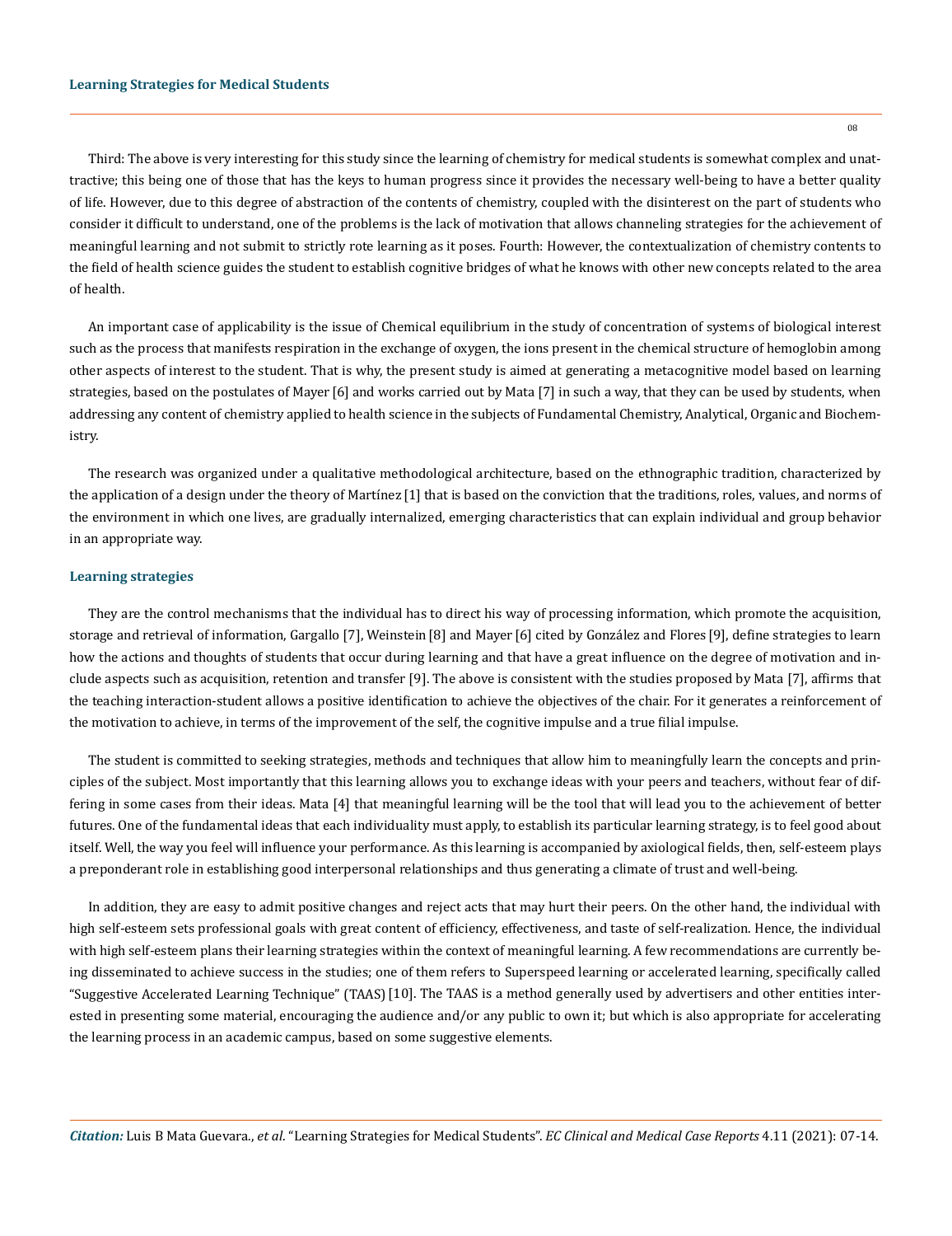Third: The above is very interesting for this study since the learning of chemistry for medical students is somewhat complex and unattractive; this being one of those that has the keys to human progress since it provides the necessary well-being to have a better quality of life. However, due to this degree of abstraction of the contents of chemistry, coupled with the disinterest on the part of students who consider it difficult to understand, one of the problems is the lack of motivation that allows channeling strategies for the achievement of meaningful learning and not submit to strictly rote learning as it poses. Fourth: However, the contextualization of chemistry contents to the field of health science guides the student to establish cognitive bridges of what he knows with other new concepts related to the area of health.

An important case of applicability is the issue of Chemical equilibrium in the study of concentration of systems of biological interest such as the process that manifests respiration in the exchange of oxygen, the ions present in the chemical structure of hemoglobin among other aspects of interest to the student. That is why, the present study is aimed at generating a metacognitive model based on learning strategies, based on the postulates of Mayer [6] and works carried out by Mata [7] in such a way, that they can be used by students, when addressing any content of chemistry applied to health science in the subjects of Fundamental Chemistry, Analytical, Organic and Biochemistry.

The research was organized under a qualitative methodological architecture, based on the ethnographic tradition, characterized by the application of a design under the theory of Martínez [1] that is based on the conviction that the traditions, roles, values, and norms of the environment in which one lives, are gradually internalized, emerging characteristics that can explain individual and group behavior in an appropriate way.

### Learning strategies

They are the control mechanisms that the individual has to direct his way of processing information, which promote the acquisition, storage and retrieval of information, Gargallo [7], Weinstein [8] and Mayer [6] cited by González and Flores [9], define strategies to learn how the actions and thoughts of students that occur during learning and that have a great influence on the degree of motivation and include aspects such as acquisition, retention and transfer [9]. The above is consistent with the studies proposed by Mata [7], affirms that the teaching interaction-student allows a positive identification to achieve the objectives of the chair. For it generates a reinforcement of the motivation to achieve, in terms of the improvement of the self, the cognitive impulse and a true filial impulse.

The student is committed to seeking strategies, methods and techniques that allow him to meaningfully learn the concepts and principles of the subject. Most importantly that this learning allows you to exchange ideas with your peers and teachers, without fear of differing in some cases from their ideas. Mata [4] that meaningful learning will be the tool that will lead you to the achievement of better futures. One of the fundamental ideas that each individuality must apply, to establish its particular learning strategy, is to feel good about itself. Well, the way you feel will influence your performance. As this learning is accompanied by axiological fields, then, self-esteem plays a preponderant role in establishing good interpersonal relationships and thus generating a climate of trust and well-being.

In addition, they are easy to admit positive changes and reject acts that may hurt their peers. On the other hand, the individual with high self-esteem sets professional goals with great content of efficiency, effectiveness, and taste of self-realization. Hence, the individual with high self-esteem plans their learning strategies within the context of meaningful learning. A few recommendations are currently being disseminated to achieve success in the studies; one of them refers to Superspeed learning or accelerated learning, specifically called "Suggestive Accelerated Learning Technique" (TAAS) [10]. The TAAS is a method generally used by advertisers and other entities interested in presenting some material, encouraging the audience and/or any public to own it; but which is also appropriate for accelerating the learning process in an academic campus, based on some suggestive elements.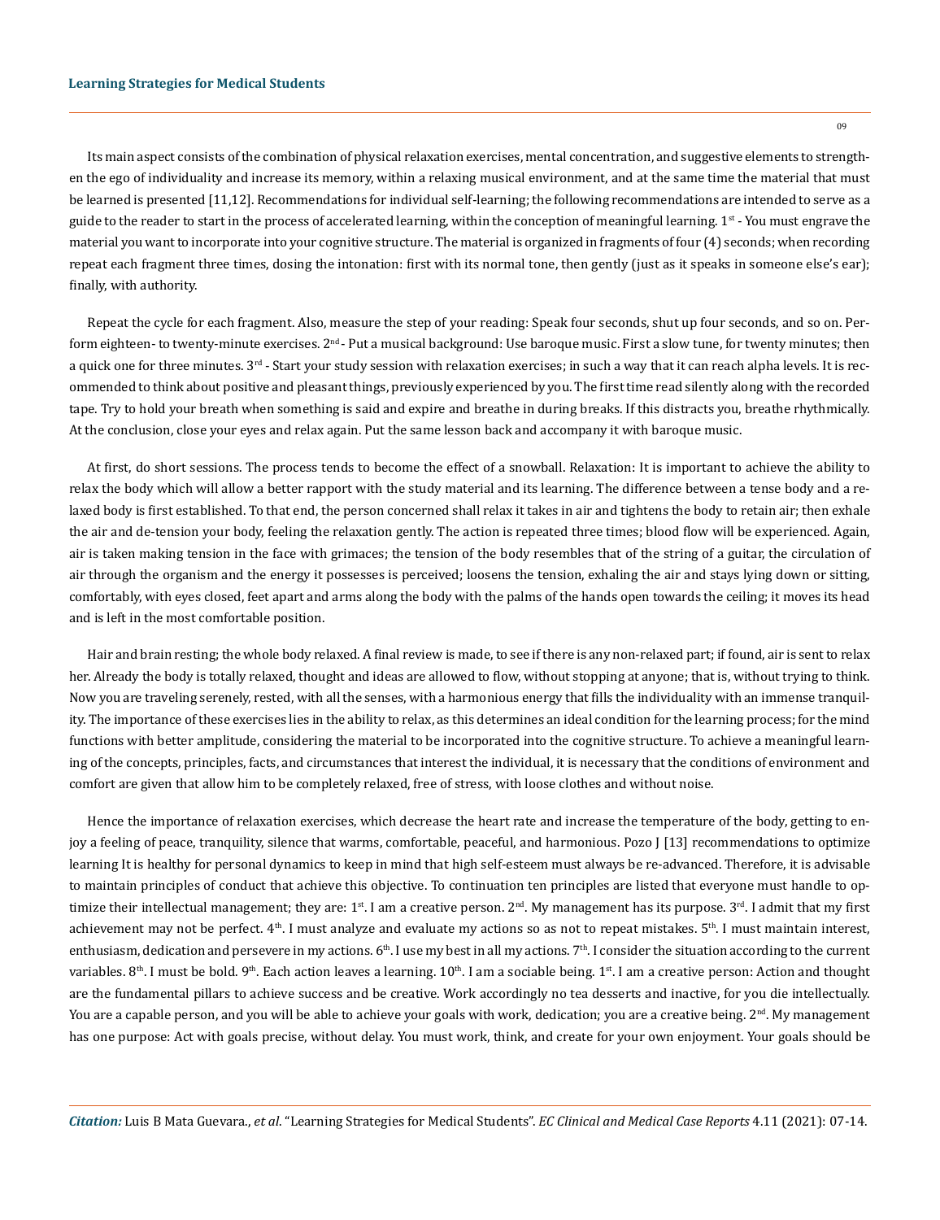Its main aspect consists of the combination of physical relaxation exercises, mental concentration, and suggestive elements to strengthen the ego of individuality and increase its memory, within a relaxing musical environment, and at the same time the material that must be learned is presented [11,12]. Recommendations for individual self-learning; the following recommendations are intended to serve as a guide to the reader to start in the process of accelerated learning, within the conception of meaningful learning. 1st - You must engrave the material you want to incorporate into your cognitive structure. The material is organized in fragments of four (4) seconds; when recording repeat each fragment three times, dosing the intonation: first with its normal tone, then gently (just as it speaks in someone else's ear); finally, with authority.

Repeat the cycle for each fragment. Also, measure the step of your reading: Speak four seconds, shut up four seconds, and so on. Perform eighteen- to twenty-minute exercises. 2nd - Put a musical background: Use baroque music. First a slow tune, for twenty minutes; then a quick one for three minutes. 3rd - Start your study session with relaxation exercises; in such a way that it can reach alpha levels. It is recommended to think about positive and pleasant things, previously experienced by you. The first time read silently along with the recorded tape. Try to hold your breath when something is said and expire and breathe in during breaks. If this distracts you, breathe rhythmically. At the conclusion, close your eyes and relax again. Put the same lesson back and accompany it with baroque music.

At first, do short sessions. The process tends to become the effect of a snowball. Relaxation: It is important to achieve the ability to relax the body which will allow a better rapport with the study material and its learning. The difference between a tense body and a relaxed body is first established. To that end, the person concerned shall relax it takes in air and tightens the body to retain air; then exhale the air and de-tension your body, feeling the relaxation gently. The action is repeated three times; blood flow will be experienced. Again, air is taken making tension in the face with grimaces; the tension of the body resembles that of the string of a guitar, the circulation of air through the organism and the energy it possesses is perceived; loosens the tension, exhaling the air and stays lying down or sitting, comfortably, with eyes closed, feet apart and arms along the body with the palms of the hands open towards the ceiling; it moves its head and is left in the most comfortable position.

Hair and brain resting; the whole body relaxed. A final review is made, to see if there is any non-relaxed part; if found, air is sent to relax her. Already the body is totally relaxed, thought and ideas are allowed to flow, without stopping at anyone; that is, without trying to think. Now you are traveling serenely, rested, with all the senses, with a harmonious energy that fills the individuality with an immense tranquility. The importance of these exercises lies in the ability to relax, as this determines an ideal condition for the learning process; for the mind functions with better amplitude, considering the material to be incorporated into the cognitive structure. To achieve a meaningful learning of the concepts, principles, facts, and circumstances that interest the individual, it is necessary that the conditions of environment and comfort are given that allow him to be completely relaxed, free of stress, with loose clothes and without noise.

Hence the importance of relaxation exercises, which decrease the heart rate and increase the temperature of the body, getting to enjoy a feeling of peace, tranquility, silence that warms, comfortable, peaceful, and harmonious. Pozo J [13] recommendations to optimize learning It is healthy for personal dynamics to keep in mind that high self-esteem must always be re-advanced. Therefore, it is advisable to maintain principles of conduct that achieve this objective. To continuation ten principles are listed that everyone must handle to optimize their intellectual management; they are: 1st. I am a creative person. 2nd. My management has its purpose. 3rd. I admit that my first achievement may not be perfect. 4th. I must analyze and evaluate my actions so as not to repeat mistakes. 5th. I must maintain interest, enthusiasm, dedication and persevere in my actions. 6th. I use my best in all my actions. 7th. I consider the situation according to the current variables. 8th. I must be bold. 9th. Each action leaves a learning. 10th. I am a sociable being. 1st. I am a creative person: Action and thought are the fundamental pillars to achieve success and be creative. Work accordingly no tea desserts and inactive, for you die intellectually. You are a capable person, and you will be able to achieve your goals with work, dedication; you are a creative being. 2nd. My management has one purpose: Act with goals precise, without delay. You must work, think, and create for your own enjoyment. Your goals should be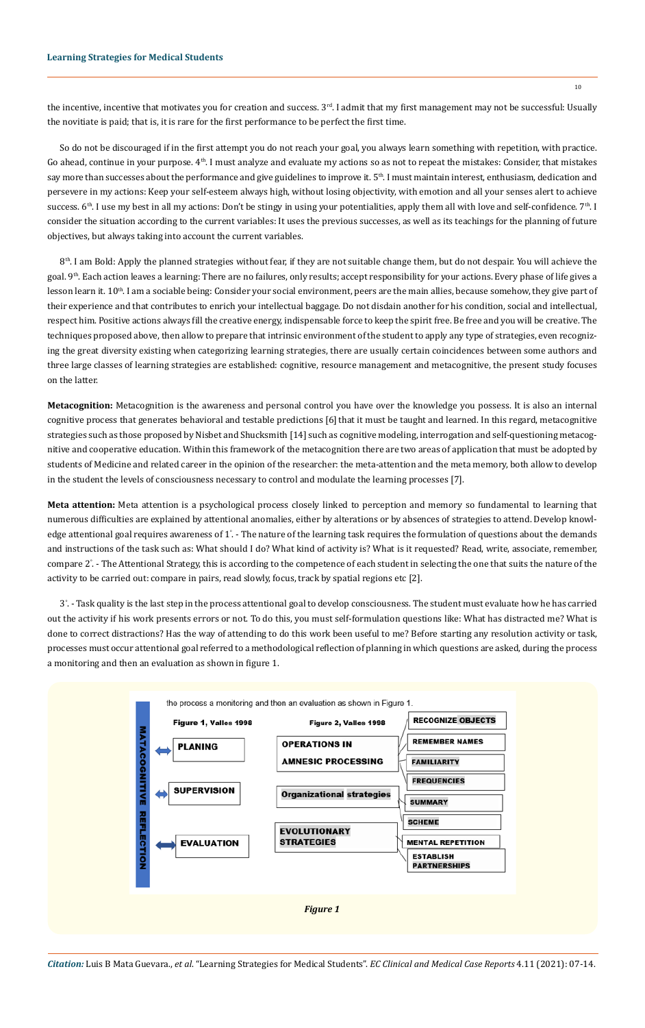the incentive, incentive that motivates you for creation and success. 3rd. I admit that my first management may not be successful: Usually the novitiate is paid; that is, it is rare for the first performance to be perfect the first time.

So do not be discouraged if in the first attempt you do not reach your goal, you always learn something with repetition, with practice. Go ahead, continue in your purpose. 4th. I must analyze and evaluate my actions so as not to repeat the mistakes: Consider, that mistakes say more than successes about the performance and give guidelines to improve it. 5th. I must maintain interest, enthusiasm, dedication and persevere in my actions: Keep your self-esteem always high, without losing objectivity, with emotion and all your senses alert to achieve success. 6th. I use my best in all my actions: Don't be stingy in using your potentialities, apply them all with love and self-confidence. 7th. I consider the situation according to the current variables: It uses the previous successes, as well as its teachings for the planning of future objectives, but always taking into account the current variables.

8th. I am Bold: Apply the planned strategies without fear, if they are not suitable change them, but do not despair. You will achieve the goal. 9th. Each action leaves a learning: There are no failures, only results; accept responsibility for your actions. Every phase of life gives a lesson learn it. 10th. I am a sociable being: Consider your social environment, peers are the main allies, because somehow, they give part of their experience and that contributes to enrich your intellectual baggage. Do not disdain another for his condition, social and intellectual, respect him. Positive actions always fill the creative energy, indispensable force to keep the spirit free. Be free and you will be creative. The techniques proposed above, then allow to prepare that intrinsic environment of the student to apply any type of strategies, even recognizing the great diversity existing when categorizing learning strategies, there are usually certain coincidences between some authors and three large classes of learning strategies are established: cognitive, resource management and metacognitive, the present study focuses on the latter.

**Metacognition:** Metacognition is the awareness and personal control you have over the knowledge you possess. It is also an internal cognitive process that generates behavioral and testable predictions [6] that it must be taught and learned. In this regard, metacognitive strategies such as those proposed by Nisbet and Shucksmith [14] such as cognitive modeling, interrogation and self-questioning metacognitive and cooperative education. Within this framework of the metacognition there are two areas of application that must be adopted by students of Medicine and related career in the opinion of the researcher: the meta-attention and the meta memory, both allow to develop in the student the levels of consciousness necessary to control and modulate the learning processes [7].

**Meta attention:** Meta attention is a psychological process closely linked to perception and memory so fundamental to learning that numerous difficulties are explained by attentional anomalies, either by alterations or by absences of strategies to attend. Develop knowledge attentional goal requires awareness of 1°. - The nature of the learning task requires the formulation of questions about the demands and instructions of the task such as: What should I do? What kind of activity is? What is it requested? Read, write, associate, remember, compare 2°. - The Attentional Strategy, this is according to the competence of each student in selecting the one that suits the nature of the activity to be carried out: compare in pairs, read slowly, focus, track by spatial regions etc [2].

3°. - Task quality is the last step in the process attentional goal to develop consciousness. The student must evaluate how he has carried out the activity if his work presents errors or not. To do this, you must self-formulation questions like: What has distracted me? What is done to correct distractions? Has the way of attending to do this work been useful to me? Before starting any resolution activity or task, processes must occur attentional goal referred to a methodological reflection of planning in which questions are asked, during the process a monitoring and then an evaluation as shown in figure 1.

*Figure 1*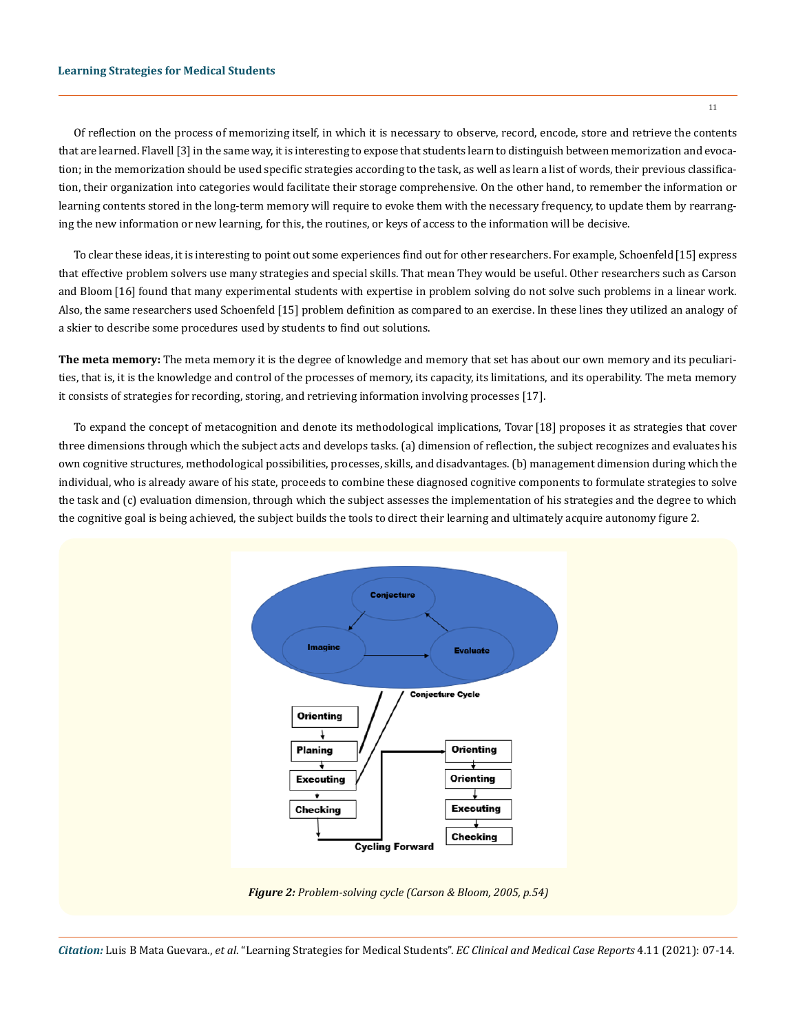Of reflection on the process of memorizing itself, in which it is necessary to observe, record, encode, store and retrieve the contents that are learned. Flavell [3] in the same way, it is interesting to expose that students learn to distinguish between memorization and evocation; in the memorization should be used specific strategies according to the task, as well as learn a list of words, their previous classification, their organization into categories would facilitate their storage comprehensive. On the other hand, to remember the information or learning contents stored in the long-term memory will require to evoke them with the necessary frequency, to update them by rearranging the new information or new learning, for this, the routines, or keys of access to the information will be decisive.

To clear these ideas, it is interesting to point out some experiences find out for other researchers. For example, Schoenfeld [15] express that effective problem solvers use many strategies and special skills. That mean They would be useful. Other researchers such as Carson and Bloom [16] found that many experimental students with expertise in problem solving do not solve such problems in a linear work. Also, the same researchers used Schoenfeld [15] problem definition as compared to an exercise. In these lines they utilized an analogy of a skier to describe some procedures used by students to find out solutions.

**The meta memory:** The meta memory it is the degree of knowledge and memory that set has about our own memory and its peculiarities, that is, it is the knowledge and control of the processes of memory, its capacity, its limitations, and its operability. The meta memory it consists of strategies for recording, storing, and retrieving information involving processes [17].

To expand the concept of metacognition and denote its methodological implications, Tovar [18] proposes it as strategies that cover three dimensions through which the subject acts and develops tasks. (a) dimension of reflection, the subject recognizes and evaluates his own cognitive structures, methodological possibilities, processes, skills, and disadvantages. (b) management dimension during which the individual, who is already aware of his state, proceeds to combine these diagnosed cognitive components to formulate strategies to solve the task and (c) evaluation dimension, through which the subject assesses the implementation of his strategies and the degree to which the cognitive goal is being achieved, the subject builds the tools to direct their learning and ultimately acquire autonomy figure 2.

*Figure 2: Problem-solving cycle (Carson & Bloom, 2005, p.54)*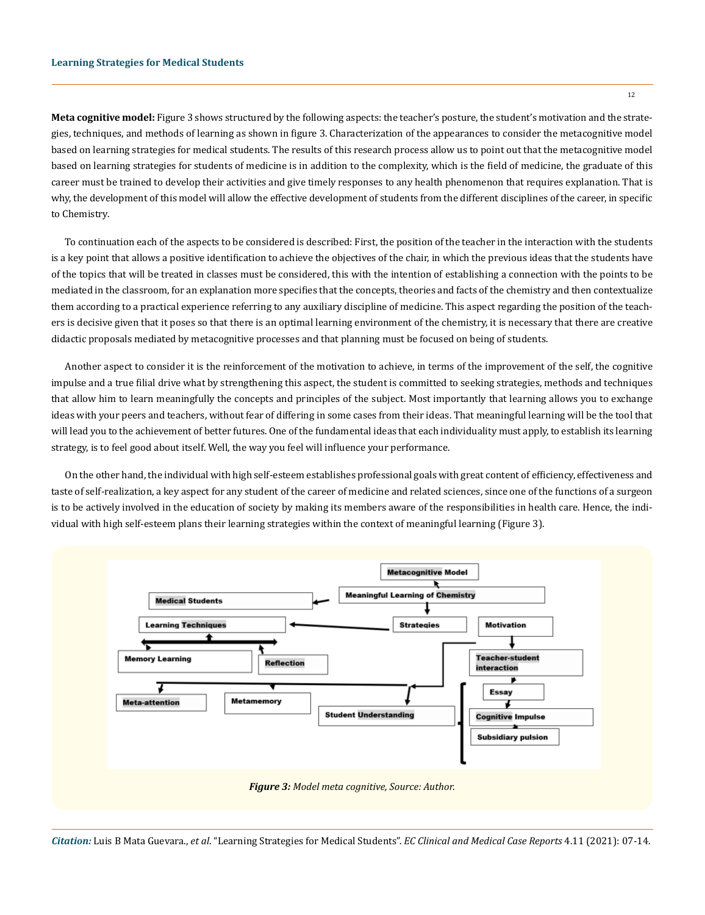**Meta cognitive model:** Figure 3 shows structured by the following aspects: the teacher's posture, the student's motivation and the strategies, techniques, and methods of learning as shown in figure 3. Characterization of the appearances to consider the metacognitive model based on learning strategies for medical students. The results of this research process allow us to point out that the metacognitive model based on learning strategies for students of medicine is in addition to the complexity, which is the field of medicine, the graduate of this career must be trained to develop their activities and give timely responses to any health phenomenon that requires explanation. That is why, the development of this model will allow the effective development of students from the different disciplines of the career, in specific to Chemistry.

To continuation each of the aspects to be considered is described: First, the position of the teacher in the interaction with the students is a key point that allows a positive identification to achieve the objectives of the chair, in which the previous ideas that the students have of the topics that will be treated in classes must be considered, this with the intention of establishing a connection with the points to be mediated in the classroom, for an explanation more specifies that the concepts, theories and facts of the chemistry and then contextualize them according to a practical experience referring to any auxiliary discipline of medicine. This aspect regarding the position of the teachers is decisive given that it poses so that there is an optimal learning environment of the chemistry, it is necessary that there are creative didactic proposals mediated by metacognitive processes and that planning must be focused on being of students.

Another aspect to consider it is the reinforcement of the motivation to achieve, in terms of the improvement of the self, the cognitive impulse and a true filial drive what by strengthening this aspect, the student is committed to seeking strategies, methods and techniques that allow him to learn meaningfully the concepts and principles of the subject. Most importantly that learning allows you to exchange ideas with your peers and teachers, without fear of differing in some cases from their ideas. That meaningful learning will be the tool that will lead you to the achievement of better futures. One of the fundamental ideas that each individuality must apply, to establish its learning strategy, is to feel good about itself. Well, the way you feel will influence your performance.

On the other hand, the individual with high self-esteem establishes professional goals with great content of efficiency, effectiveness and taste of self-realization, a key aspect for any student of the career of medicine and related sciences, since one of the functions of a surgeon is to be actively involved in the education of society by making its members aware of the responsibilities in health care. Hence, the individual with high self-esteem plans their learning strategies within the context of meaningful learning (Figure 3).

*Figure 3: Model meta cognitive, Source: Author.*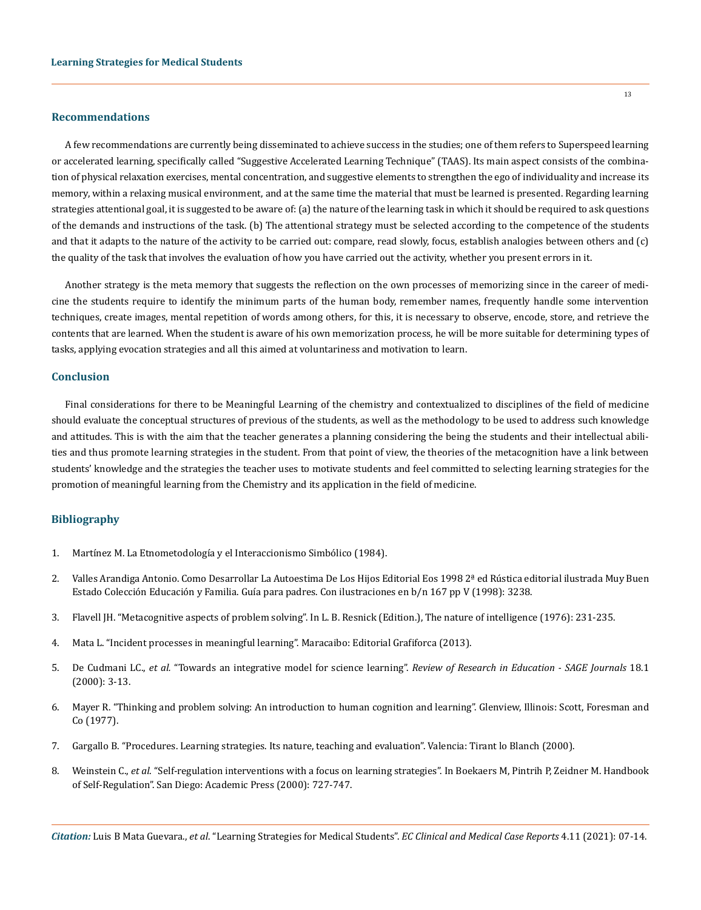## Recommendations

A few recommendations are currently being disseminated to achieve success in the studies; one of them refers to Superspeed learning or accelerated learning, specifically called "Suggestive Accelerated Learning Technique" (TAAS). Its main aspect consists of the combination of physical relaxation exercises, mental concentration, and suggestive elements to strengthen the ego of individuality and increase its memory, within a relaxing musical environment, and at the same time the material that must be learned is presented. Regarding learning strategies attentional goal, it is suggested to be aware of: (a) the nature of the learning task in which it should be required to ask questions of the demands and instructions of the task. (b) The attentional strategy must be selected according to the competence of the students and that it adapts to the nature of the activity to be carried out: compare, read slowly, focus, establish analogies between others and (c) the quality of the task that involves the evaluation of how you have carried out the activity, whether you present errors in it.

Another strategy is the meta memory that suggests the reflection on the own processes of memorizing since in the career of medicine the students require to identify the minimum parts of the human body, remember names, frequently handle some intervention techniques, create images, mental repetition of words among others, for this, it is necessary to observe, encode, store, and retrieve the contents that are learned. When the student is aware of his own memorization process, he will be more suitable for determining types of tasks, applying evocation strategies and all this aimed at voluntariness and motivation to learn.

## Conclusion

Final considerations for there to be Meaningful Learning of the chemistry and contextualized to disciplines of the field of medicine should evaluate the conceptual structures of previous of the students, as well as the methodology to be used to address such knowledge and attitudes. This is with the aim that the teacher generates a planning considering the being the students and their intellectual abilities and thus promote learning strategies in the student. From that point of view, the theories of the metacognition have a link between students' knowledge and the strategies the teacher uses to motivate students and feel committed to selecting learning strategies for the promotion of meaningful learning from the Chemistry and its application in the field of medicine.

## Bibliography

1. Martínez M. La Etnometodología y el Interaccionismo Simbólico (1984).
2. Valles Arandiga Antonio. Como Desarrollar La Autoestima De Los Hijos Editorial Eos 1998 2ª ed Rústica editorial ilustrada Muy Buen Estado Colección Educación y Familia. Guía para padres. Con ilustraciones en b/n 167 pp V (1998): 3238.
3. Flavell JH. "Metacognitive aspects of problem solving". In L. B. Resnick (Edition.), The nature of intelligence (1976): 231-235.
4. Mata L. "Incident processes in meaningful learning". Maracaibo: Editorial Grafiforca (2013).
5. De Cudmani LC., *et al.* "Towards an integrative model for science learning". *Review of Research in Education - SAGE Journals* 18.1 (2000): 3-13.
6. Mayer R. "Thinking and problem solving: An introduction to human cognition and learning". Glenview, Illinois: Scott, Foresman and Co (1977).
7. Gargallo B. "Procedures. Learning strategies. Its nature, teaching and evaluation". Valencia: Tirant lo Blanch (2000).
8. Weinstein C., *et al.* "Self-regulation interventions with a focus on learning strategies". In Boekaers M, Pintrih P, Zeidner M. Handbook of Self-Regulation". San Diego: Academic Press (2000): 727-747.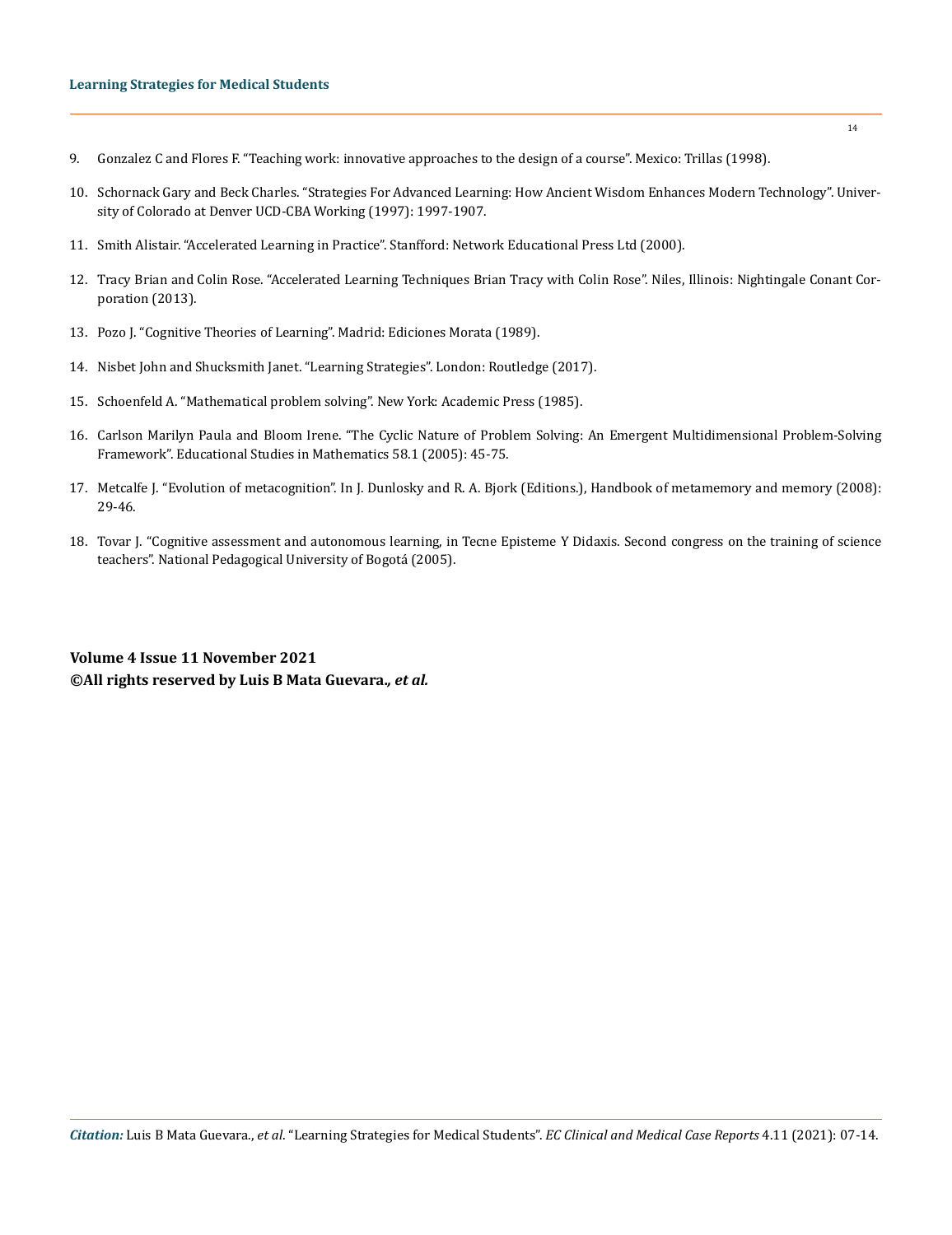9. Gonzalez C and Flores F. "Teaching work: innovative approaches to the design of a course". Mexico: Trillas (1998).

10. Schornack Gary and Beck Charles. "Strategies For Advanced Learning: How Ancient Wisdom Enhances Modern Technology". University of Colorado at Denver UCD-CBA Working (1997): 1997-1907.

11. Smith Alistair. "Accelerated Learning in Practice". Stanfford: Network Educational Press Ltd (2000).

12. Tracy Brian and Colin Rose. "Accelerated Learning Techniques Brian Tracy with Colin Rose". Niles, Illinois: Nightingale Conant Corporation (2013).

13. Pozo J. "Cognitive Theories of Learning". Madrid: Ediciones Morata (1989).

14. Nisbet John and Shucksmith Janet. "Learning Strategies". London: Routledge (2017).

15. Schoenfeld A. "Mathematical problem solving". New York: Academic Press (1985).

16. Carlson Marilyn Paula and Bloom Irene. "The Cyclic Nature of Problem Solving: An Emergent Multidimensional Problem-Solving Framework". Educational Studies in Mathematics 58.1 (2005): 45-75.

17. Metcalfe J. "Evolution of metacognition". In J. Dunlosky and R. A. Bjork (Editions.), Handbook of metamemory and memory (2008): 29-46.

18. Tovar J. "Cognitive assessment and autonomous learning, in Tecne Episteme Y Didaxis. Second congress on the training of science teachers". National Pedagogical University of Bogotá (2005).

**Volume 4 Issue 11 November 2021**
**©All rights reserved by Luis B Mata Guevara.*, et al.***